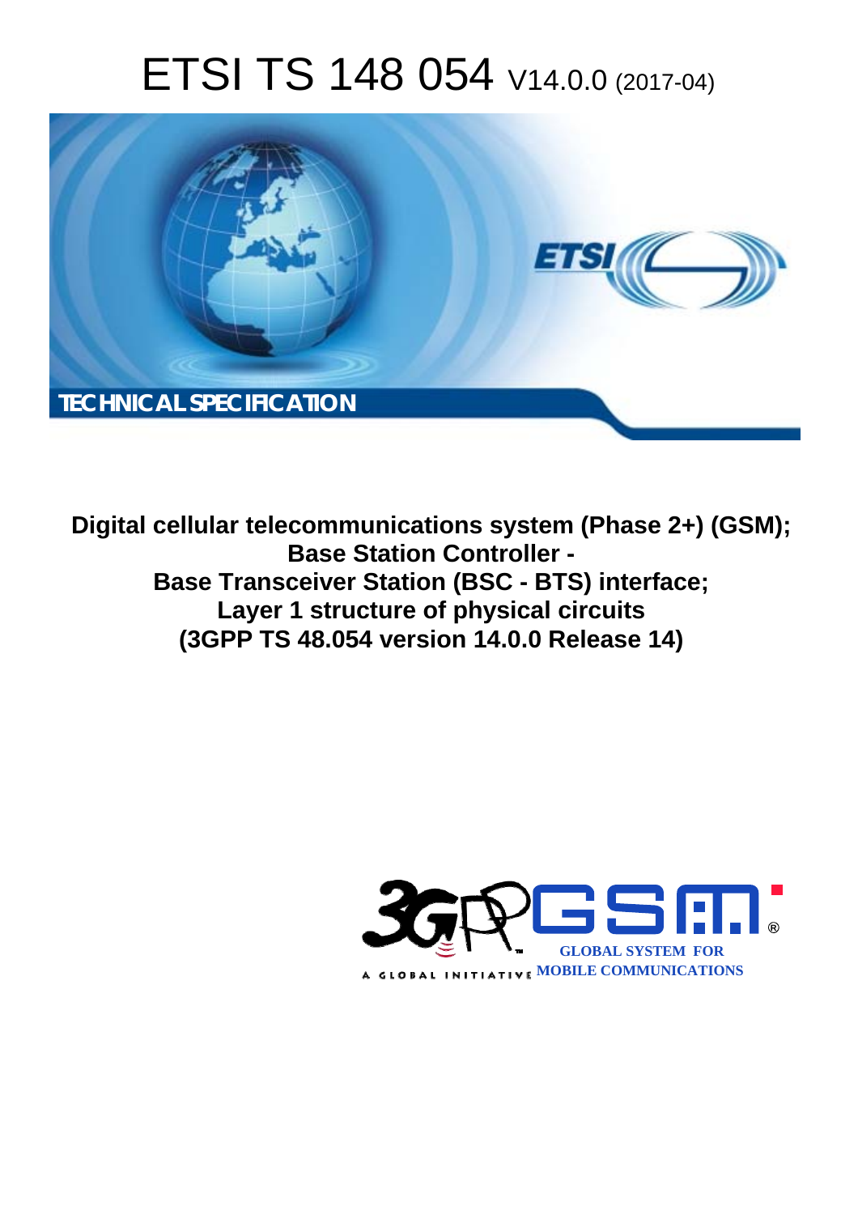# ETSI TS 148 054 V14.0.0 (2017-04)

TECHNICAL SPECIFICATION

**Digital cellular telecommunications system (Phase 2+) (GSM); Base Station Controller - Base Transceiver Station (BSC - BTS) interface; Layer 1 structure of physical circuits (3GPP TS 48.054 version 14.0.0 Release 14)**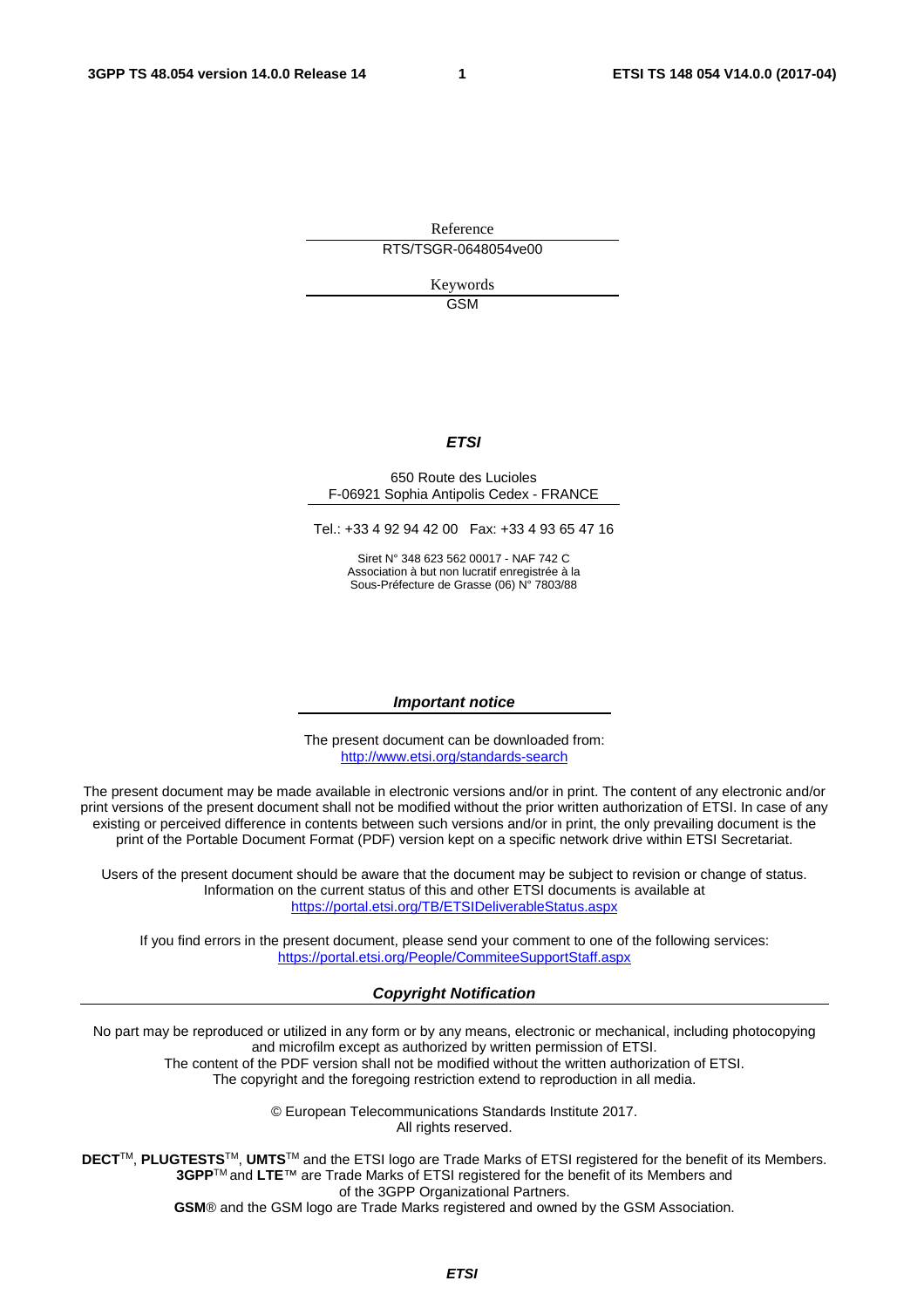Reference

RTS/TSGR-0648054ve00

Keywords

GSM

***ETSI***

650 Route des Lucioles
F-06921 Sophia Antipolis Cedex - FRANCE

Tel.: +33 4 92 94 42 00 Fax: +33 4 93 65 47 16

Siret N° 348 623 562 00017 - NAF 742 C
Association à but non lucratif enregistrée à la
Sous-Préfecture de Grasse (06) N° 7803/88

***Important notice***

The present document can be downloaded from:
http://www.etsi.org/standards-search

The present document may be made available in electronic versions and/or in print. The content of any electronic and/or print versions of the present document shall not be modified without the prior written authorization of ETSI. In case of any existing or perceived difference in contents between such versions and/or in print, the only prevailing document is the print of the Portable Document Format (PDF) version kept on a specific network drive within ETSI Secretariat.

Users of the present document should be aware that the document may be subject to revision or change of status. Information on the current status of this and other ETSI documents is available at
https://portal.etsi.org/TB/ETSIDeliverableStatus.aspx

If you find errors in the present document, please send your comment to one of the following services:
https://portal.etsi.org/People/CommiteeSupportStaff.aspx

***Copyright Notification***

No part may be reproduced or utilized in any form or by any means, electronic or mechanical, including photocopying and microfilm except as authorized by written permission of ETSI.
The content of the PDF version shall not be modified without the written authorization of ETSI.
The copyright and the foregoing restriction extend to reproduction in all media.

© European Telecommunications Standards Institute 2017.
All rights reserved.

**DECT**™, **PLUGTESTS**™, **UMTS**™ and the ETSI logo are Trade Marks of ETSI registered for the benefit of its Members.
**3GPP**™ and **LTE**™ are Trade Marks of ETSI registered for the benefit of its Members and of the 3GPP Organizational Partners.
**GSM**® and the GSM logo are Trade Marks registered and owned by the GSM Association.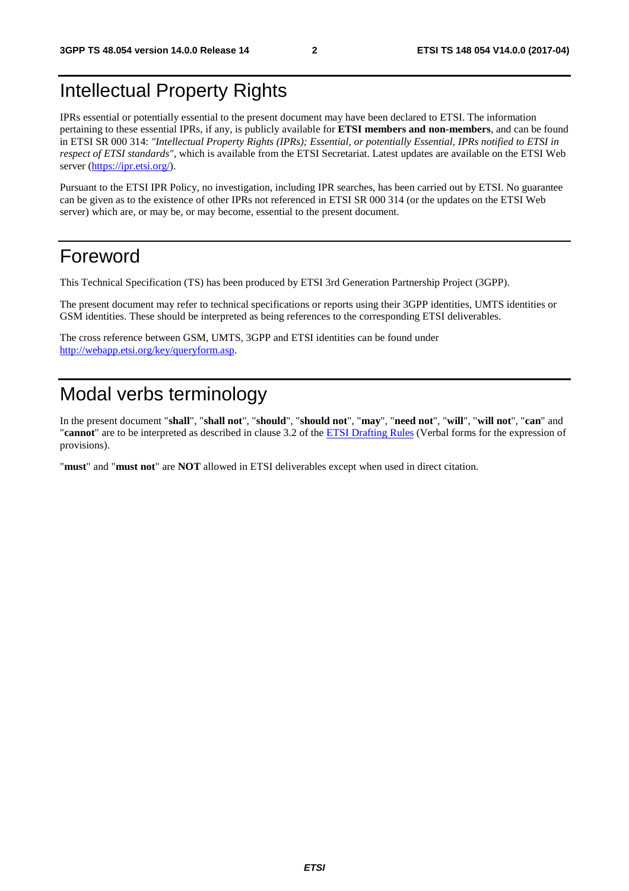# Intellectual Property Rights

IPRs essential or potentially essential to the present document may have been declared to ETSI. The information pertaining to these essential IPRs, if any, is publicly available for **ETSI members and non-members**, and can be found in ETSI SR 000 314: *"Intellectual Property Rights (IPRs); Essential, or potentially Essential, IPRs notified to ETSI in respect of ETSI standards"*, which is available from the ETSI Secretariat. Latest updates are available on the ETSI Web server (https://ipr.etsi.org/).

Pursuant to the ETSI IPR Policy, no investigation, including IPR searches, has been carried out by ETSI. No guarantee can be given as to the existence of other IPRs not referenced in ETSI SR 000 314 (or the updates on the ETSI Web server) which are, or may be, or may become, essential to the present document.

# Foreword

This Technical Specification (TS) has been produced by ETSI 3rd Generation Partnership Project (3GPP).

The present document may refer to technical specifications or reports using their 3GPP identities, UMTS identities or GSM identities. These should be interpreted as being references to the corresponding ETSI deliverables.

The cross reference between GSM, UMTS, 3GPP and ETSI identities can be found under http://webapp.etsi.org/key/queryform.asp.

# Modal verbs terminology

In the present document "**shall**", "**shall not**", "**should**", "**should not**", "**may**", "**need not**", "**will**", "**will not**", "**can**" and "**cannot**" are to be interpreted as described in clause 3.2 of the ETSI Drafting Rules (Verbal forms for the expression of provisions).

"**must**" and "**must not**" are **NOT** allowed in ETSI deliverables except when used in direct citation.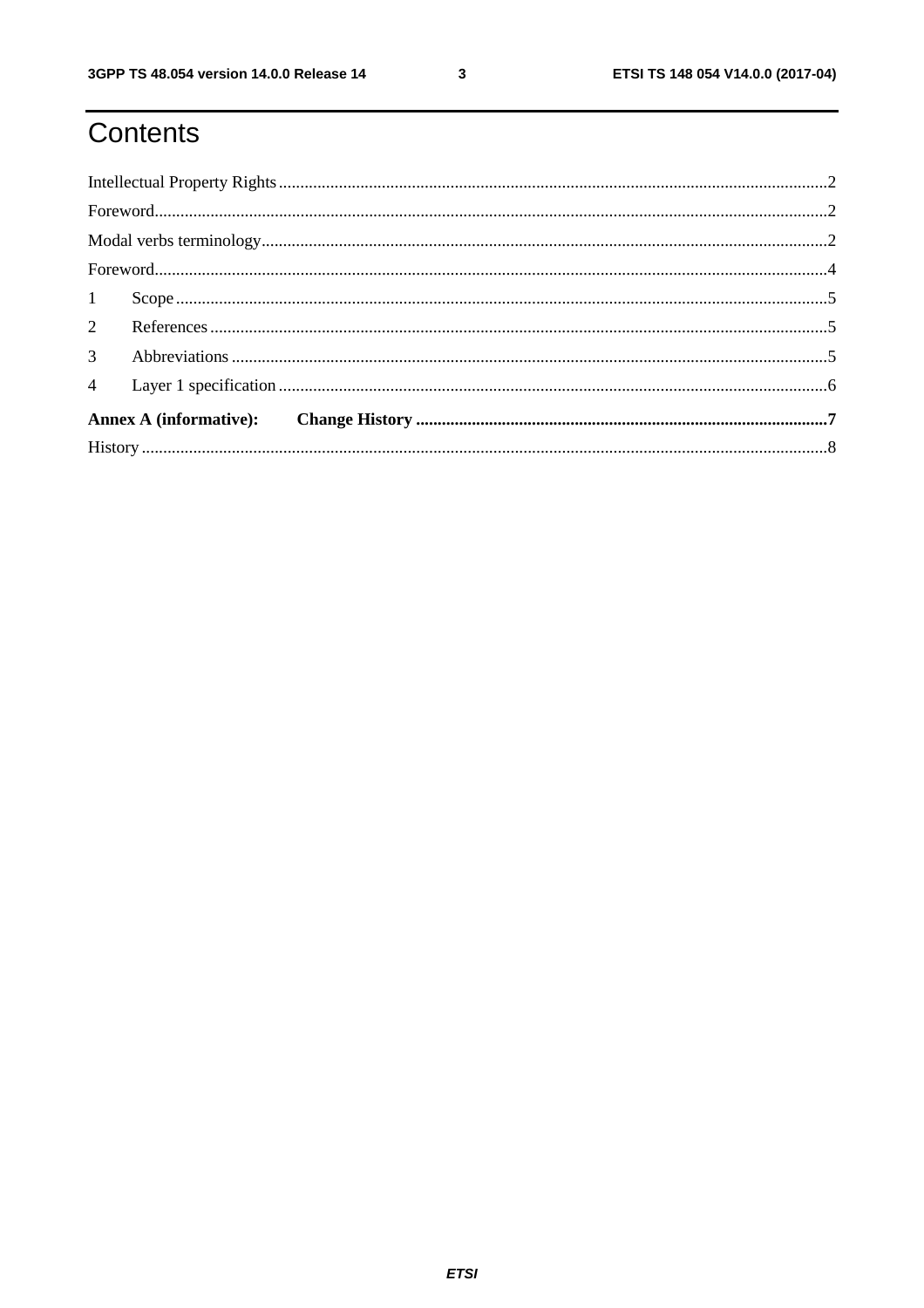# Contents

Intellectual Property Rights ........................................................................................................................2

Foreword........................................................................................................................................................2

Modal verbs terminology..............................................................................................................................2

Foreword........................................................................................................................................................4

1 Scope ........................................................................................................................................................5

2 References ................................................................................................................................................5

3 Abbreviations ...........................................................................................................................................5

4 Layer 1 specification ................................................................................................................................6

**Annex A (informative): Change History ...............................................................................................7**

History ............................................................................................................................................................8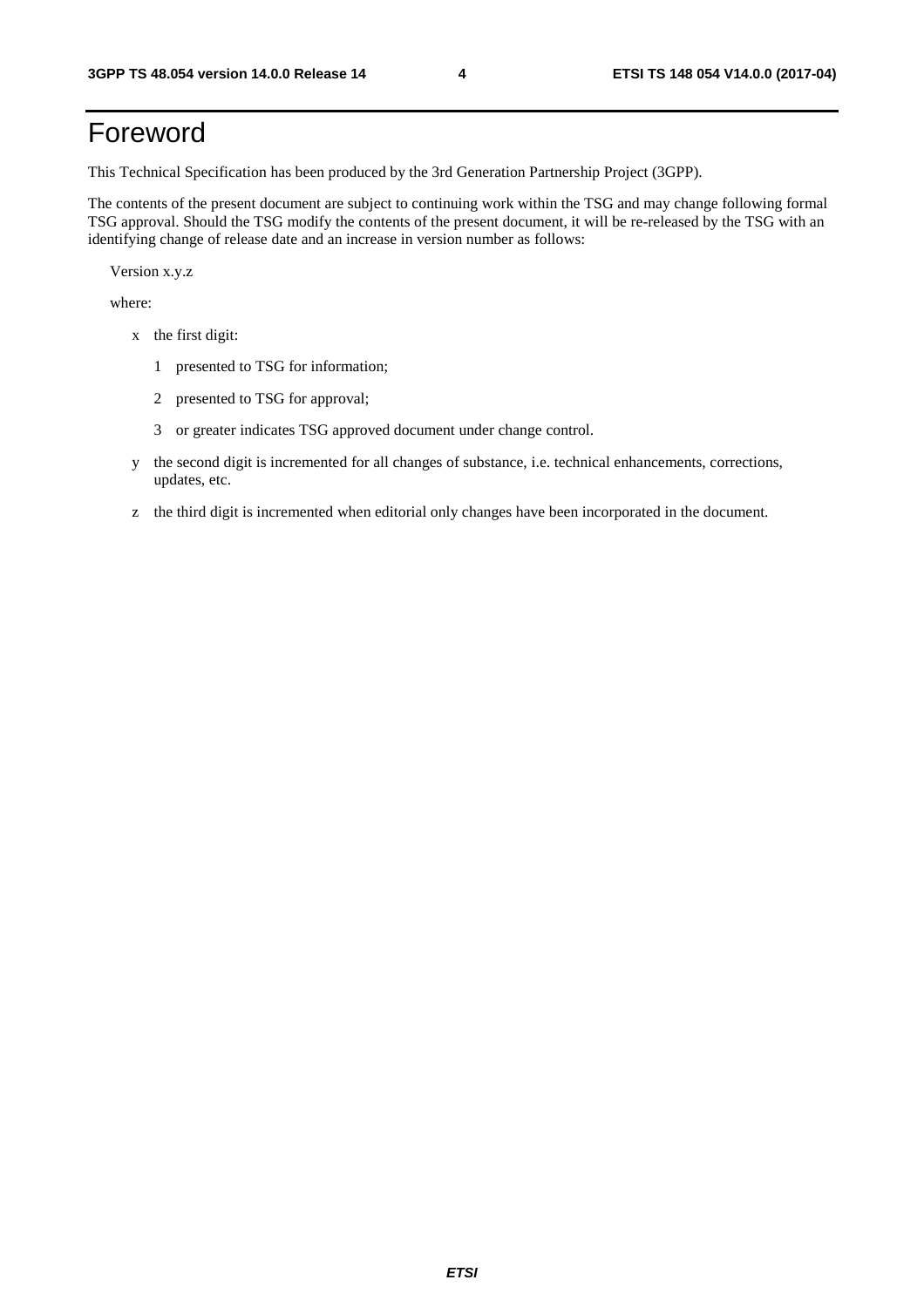# Foreword

This Technical Specification has been produced by the 3rd Generation Partnership Project (3GPP).

The contents of the present document are subject to continuing work within the TSG and may change following formal TSG approval. Should the TSG modify the contents of the present document, it will be re-released by the TSG with an identifying change of release date and an increase in version number as follows:

Version x.y.z

where:

- x the first digit:
  - 1 presented to TSG for information;
  - 2 presented to TSG for approval;
  - 3 or greater indicates TSG approved document under change control.
- y the second digit is incremented for all changes of substance, i.e. technical enhancements, corrections, updates, etc.
- z the third digit is incremented when editorial only changes have been incorporated in the document.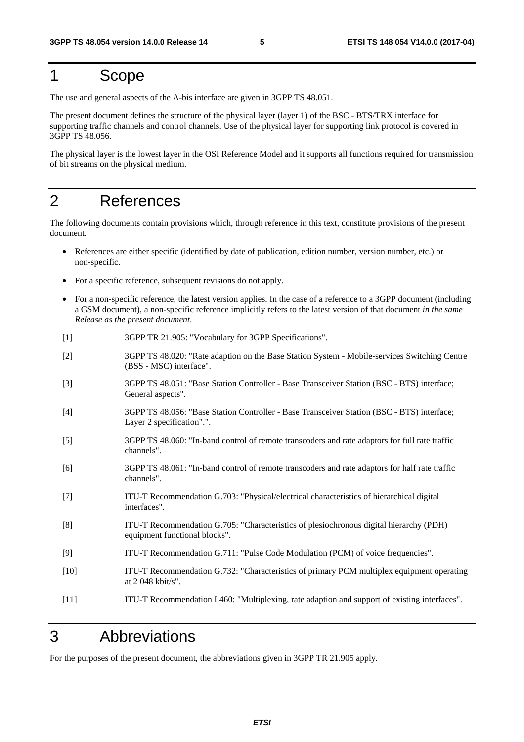# 1 Scope

The use and general aspects of the A-bis interface are given in 3GPP TS 48.051.

The present document defines the structure of the physical layer (layer 1) of the BSC - BTS/TRX interface for supporting traffic channels and control channels. Use of the physical layer for supporting link protocol is covered in 3GPP TS 48.056.

The physical layer is the lowest layer in the OSI Reference Model and it supports all functions required for transmission of bit streams on the physical medium.

# 2 References

The following documents contain provisions which, through reference in this text, constitute provisions of the present document.

- References are either specific (identified by date of publication, edition number, version number, etc.) or non-specific.
- For a specific reference, subsequent revisions do not apply.
- For a non-specific reference, the latest version applies. In the case of a reference to a 3GPP document (including a GSM document), a non-specific reference implicitly refers to the latest version of that document *in the same Release as the present document*.

[1] 3GPP TR 21.905: "Vocabulary for 3GPP Specifications".

[2] 3GPP TS 48.020: "Rate adaption on the Base Station System - Mobile-services Switching Centre (BSS - MSC) interface".

[3] 3GPP TS 48.051: "Base Station Controller - Base Transceiver Station (BSC - BTS) interface; General aspects".

[4] 3GPP TS 48.056: "Base Station Controller - Base Transceiver Station (BSC - BTS) interface; Layer 2 specification".".

[5] 3GPP TS 48.060: "In-band control of remote transcoders and rate adaptors for full rate traffic channels".

[6] 3GPP TS 48.061: "In-band control of remote transcoders and rate adaptors for half rate traffic channels".

[7] ITU-T Recommendation G.703: "Physical/electrical characteristics of hierarchical digital interfaces".

[8] ITU-T Recommendation G.705: "Characteristics of plesiochronous digital hierarchy (PDH) equipment functional blocks".

[9] ITU-T Recommendation G.711: "Pulse Code Modulation (PCM) of voice frequencies".

[10] ITU-T Recommendation G.732: "Characteristics of primary PCM multiplex equipment operating at 2 048 kbit/s".

[11] ITU-T Recommendation I.460: "Multiplexing, rate adaption and support of existing interfaces".

# 3 Abbreviations

For the purposes of the present document, the abbreviations given in 3GPP TR 21.905 apply.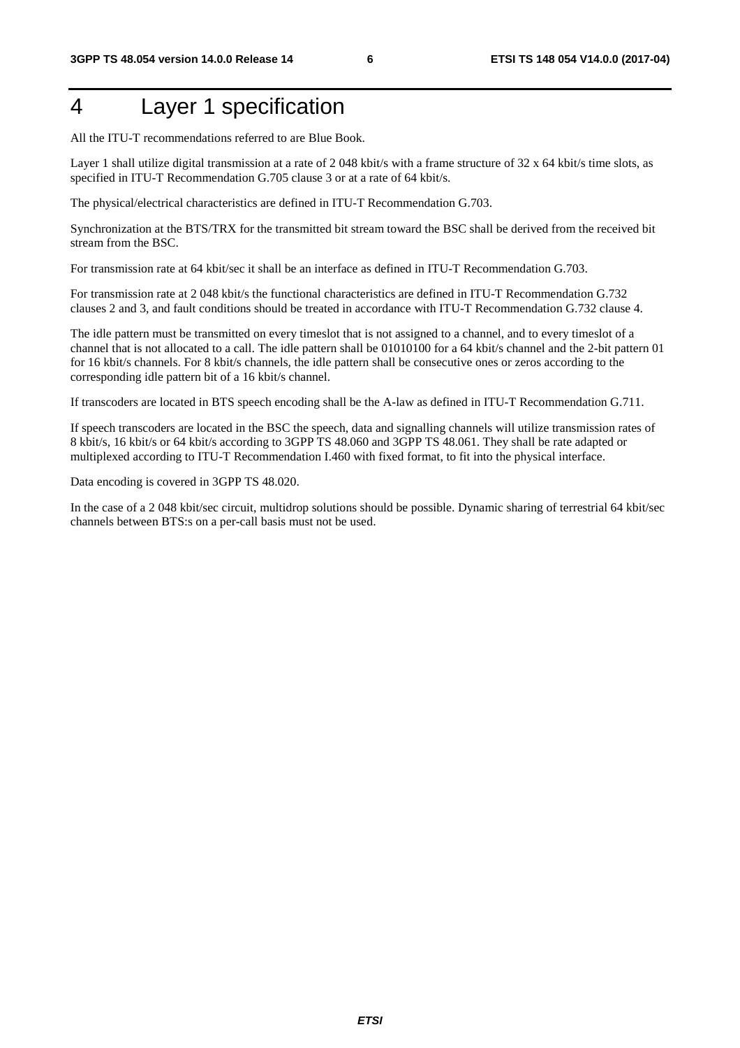# 4 Layer 1 specification

All the ITU-T recommendations referred to are Blue Book.

Layer 1 shall utilize digital transmission at a rate of 2 048 kbit/s with a frame structure of 32 x 64 kbit/s time slots, as specified in ITU-T Recommendation G.705 clause 3 or at a rate of 64 kbit/s.

The physical/electrical characteristics are defined in ITU-T Recommendation G.703.

Synchronization at the BTS/TRX for the transmitted bit stream toward the BSC shall be derived from the received bit stream from the BSC.

For transmission rate at 64 kbit/sec it shall be an interface as defined in ITU-T Recommendation G.703.

For transmission rate at 2 048 kbit/s the functional characteristics are defined in ITU-T Recommendation G.732 clauses 2 and 3, and fault conditions should be treated in accordance with ITU-T Recommendation G.732 clause 4.

The idle pattern must be transmitted on every timeslot that is not assigned to a channel, and to every timeslot of a channel that is not allocated to a call. The idle pattern shall be 01010100 for a 64 kbit/s channel and the 2-bit pattern 01 for 16 kbit/s channels. For 8 kbit/s channels, the idle pattern shall be consecutive ones or zeros according to the corresponding idle pattern bit of a 16 kbit/s channel.

If transcoders are located in BTS speech encoding shall be the A-law as defined in ITU-T Recommendation G.711.

If speech transcoders are located in the BSC the speech, data and signalling channels will utilize transmission rates of 8 kbit/s, 16 kbit/s or 64 kbit/s according to 3GPP TS 48.060 and 3GPP TS 48.061. They shall be rate adapted or multiplexed according to ITU-T Recommendation I.460 with fixed format, to fit into the physical interface.

Data encoding is covered in 3GPP TS 48.020.

In the case of a 2 048 kbit/sec circuit, multidrop solutions should be possible. Dynamic sharing of terrestrial 64 kbit/sec channels between BTS:s on a per-call basis must not be used.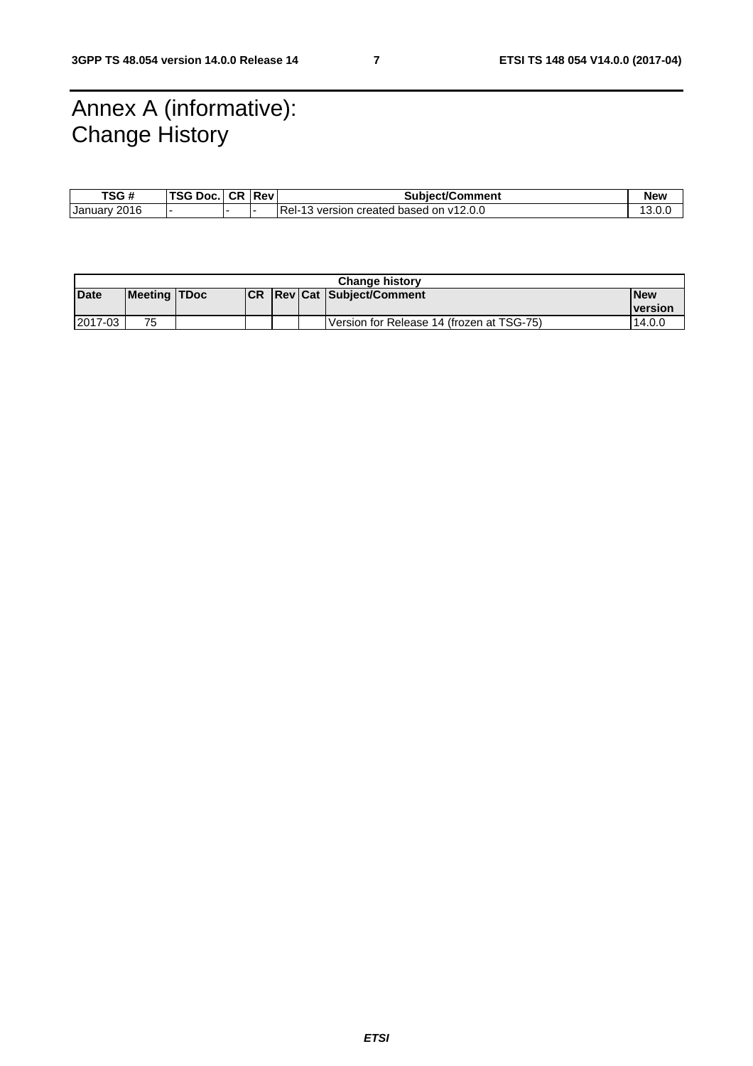# Annex A (informative): Change History

| TSG # | TSG Doc. | CR | Rev | Subject/Comment | New |
|---|---|---|---|---|---|
| January 2016 | - | - | - | Rel-13 version created based on v12.0.0 | 13.0.0 |

| Change history | | | | | | | |
|---|---|---|---|---|---|---|---|
| **Date** | **Meeting** | **TDoc** | **CR** | **Rev** | **Cat** | **Subject/Comment** | **New version** |
| 2017-03 | 75 | | | | | Version for Release 14 (frozen at TSG-75) | 14.0.0 |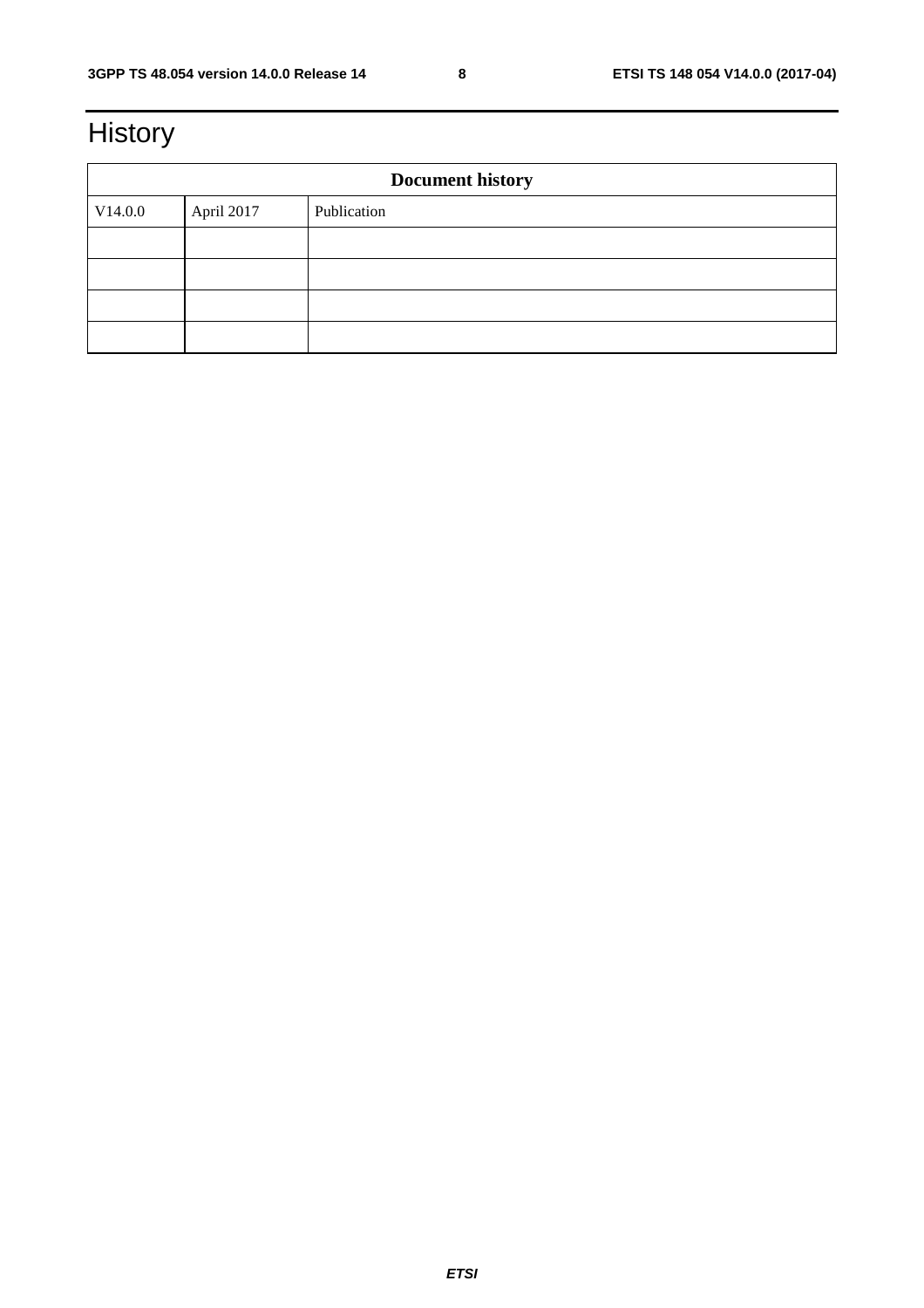# History

| Document history | | |
|---|---|---|
| V14.0.0 | April 2017 | Publication |
| | | |
| | | |
| | | |
| | | |